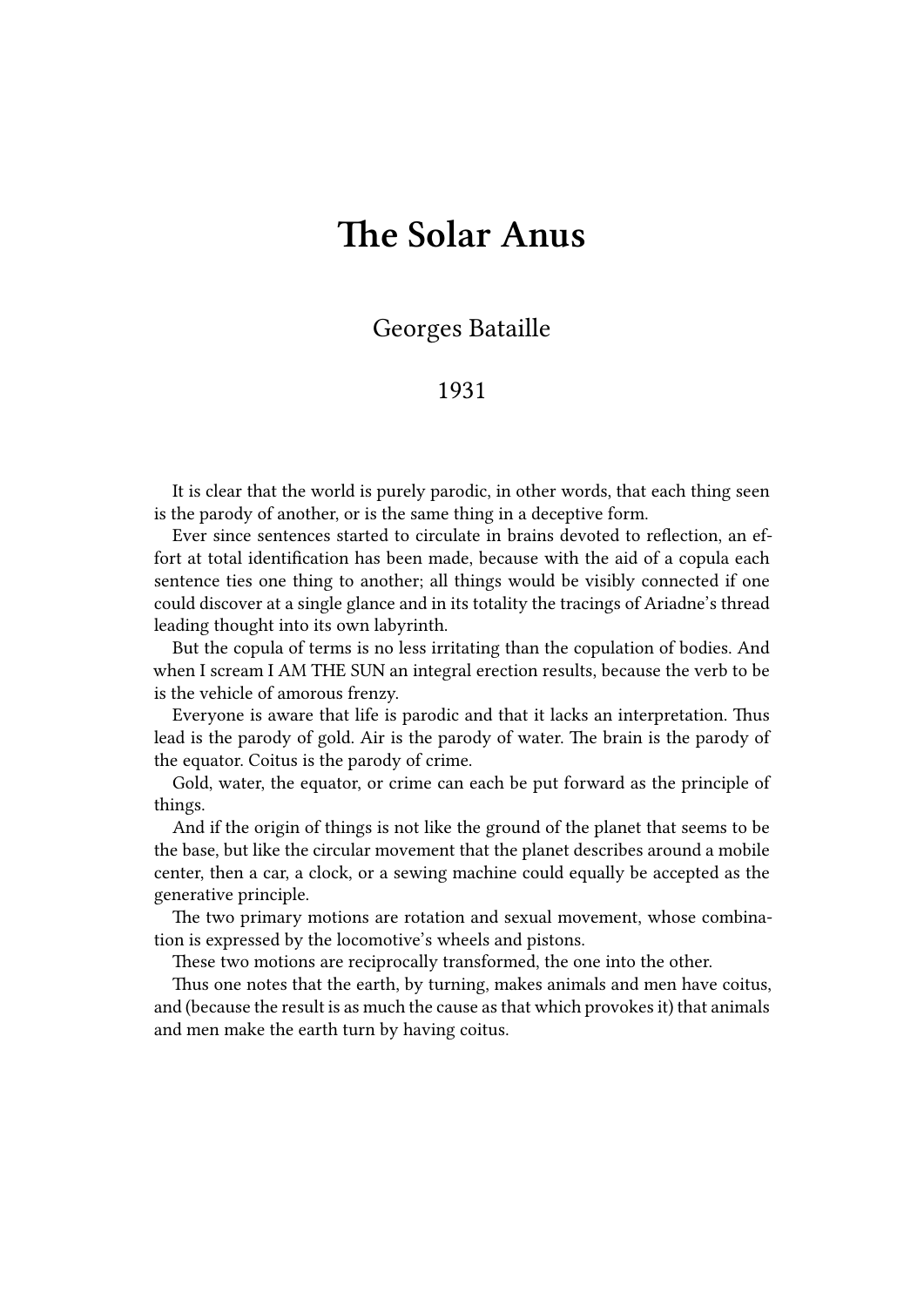# The Solar Anus

Georges Bataille

1931

It is clear that the world is purely parodic, in other words, that each thing seen is the parody of another, or is the same thing in a deceptive form.

Ever since sentences started to circulate in brains devoted to reflection, an effort at total identification has been made, because with the aid of a copula each sentence ties one thing to another; all things would be visibly connected if one could discover at a single glance and in its totality the tracings of Ariadne's thread leading thought into its own labyrinth.

But the copula of terms is no less irritating than the copulation of bodies. And when I scream I AM THE SUN an integral erection results, because the verb to be is the vehicle of amorous frenzy.

Everyone is aware that life is parodic and that it lacks an interpretation. Thus lead is the parody of gold. Air is the parody of water. The brain is the parody of the equator. Coitus is the parody of crime.

Gold, water, the equator, or crime can each be put forward as the principle of things.

And if the origin of things is not like the ground of the planet that seems to be the base, but like the circular movement that the planet describes around a mobile center, then a car, a clock, or a sewing machine could equally be accepted as the generative principle.

The two primary motions are rotation and sexual movement, whose combination is expressed by the locomotive's wheels and pistons.

These two motions are reciprocally transformed, the one into the other.

Thus one notes that the earth, by turning, makes animals and men have coitus, and (because the result is as much the cause as that which provokes it) that animals and men make the earth turn by having coitus.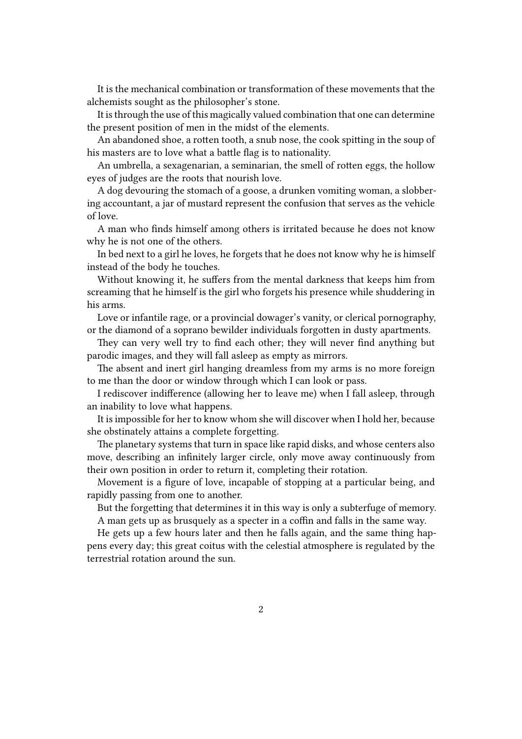It is the mechanical combination or transformation of these movements that the alchemists sought as the philosopher's stone.

It is through the use of this magically valued combination that one can determine the present position of men in the midst of the elements.

An abandoned shoe, a rotten tooth, a snub nose, the cook spitting in the soup of his masters are to love what a battle flag is to nationality.

An umbrella, a sexagenarian, a seminarian, the smell of rotten eggs, the hollow eyes of judges are the roots that nourish love.

A dog devouring the stomach of a goose, a drunken vomiting woman, a slobbering accountant, a jar of mustard represent the confusion that serves as the vehicle of love.

A man who finds himself among others is irritated because he does not know why he is not one of the others.

In bed next to a girl he loves, he forgets that he does not know why he is himself instead of the body he touches.

Without knowing it, he suffers from the mental darkness that keeps him from screaming that he himself is the girl who forgets his presence while shuddering in his arms.

Love or infantile rage, or a provincial dowager's vanity, or clerical pornography, or the diamond of a soprano bewilder individuals forgotten in dusty apartments.

They can very well try to find each other; they will never find anything but parodic images, and they will fall asleep as empty as mirrors.

The absent and inert girl hanging dreamless from my arms is no more foreign to me than the door or window through which I can look or pass.

I rediscover indifference (allowing her to leave me) when I fall asleep, through an inability to love what happens.

It is impossible for her to know whom she will discover when I hold her, because she obstinately attains a complete forgetting.

The planetary systems that turn in space like rapid disks, and whose centers also move, describing an infinitely larger circle, only move away continuously from their own position in order to return it, completing their rotation.

Movement is a figure of love, incapable of stopping at a particular being, and rapidly passing from one to another.

But the forgetting that determines it in this way is only a subterfuge of memory.

A man gets up as brusquely as a specter in a coffin and falls in the same way.

He gets up a few hours later and then he falls again, and the same thing happens every day; this great coitus with the celestial atmosphere is regulated by the terrestrial rotation around the sun.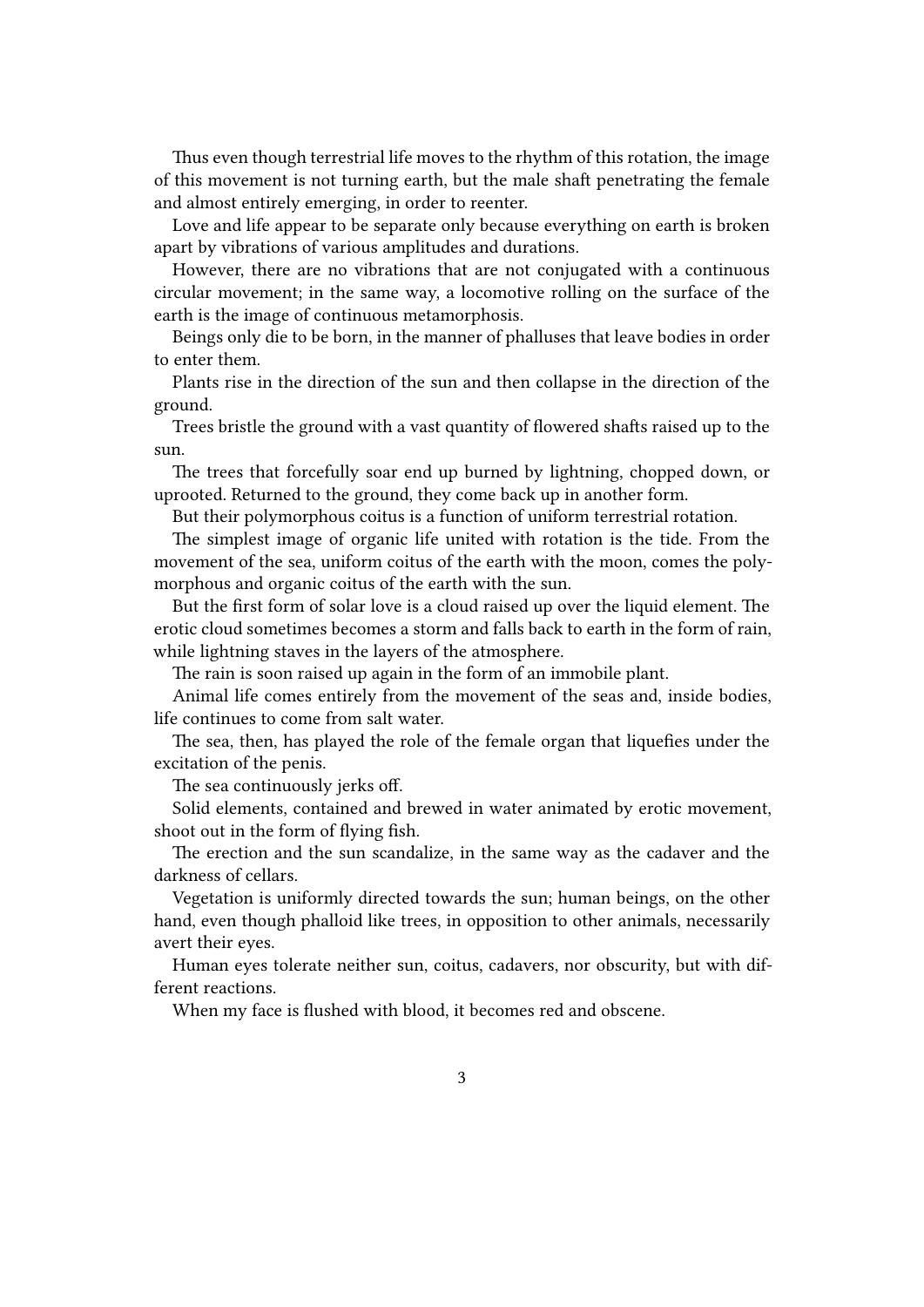Thus even though terrestrial life moves to the rhythm of this rotation, the image of this movement is not turning earth, but the male shaft penetrating the female and almost entirely emerging, in order to reenter.

Love and life appear to be separate only because everything on earth is broken apart by vibrations of various amplitudes and durations.

However, there are no vibrations that are not conjugated with a continuous circular movement; in the same way, a locomotive rolling on the surface of the earth is the image of continuous metamorphosis.

Beings only die to be born, in the manner of phalluses that leave bodies in order to enter them.

Plants rise in the direction of the sun and then collapse in the direction of the ground.

Trees bristle the ground with a vast quantity of flowered shafts raised up to the sun.

The trees that forcefully soar end up burned by lightning, chopped down, or uprooted. Returned to the ground, they come back up in another form.

But their polymorphous coitus is a function of uniform terrestrial rotation.

The simplest image of organic life united with rotation is the tide. From the movement of the sea, uniform coitus of the earth with the moon, comes the polymorphous and organic coitus of the earth with the sun.

But the first form of solar love is a cloud raised up over the liquid element. The erotic cloud sometimes becomes a storm and falls back to earth in the form of rain, while lightning staves in the layers of the atmosphere.

The rain is soon raised up again in the form of an immobile plant.

Animal life comes entirely from the movement of the seas and, inside bodies, life continues to come from salt water.

The sea, then, has played the role of the female organ that liquefies under the excitation of the penis.

The sea continuously jerks off.

Solid elements, contained and brewed in water animated by erotic movement, shoot out in the form of flying fish.

The erection and the sun scandalize, in the same way as the cadaver and the darkness of cellars.

Vegetation is uniformly directed towards the sun; human beings, on the other hand, even though phalloid like trees, in opposition to other animals, necessarily avert their eyes.

Human eyes tolerate neither sun, coitus, cadavers, nor obscurity, but with different reactions.

When my face is flushed with blood, it becomes red and obscene.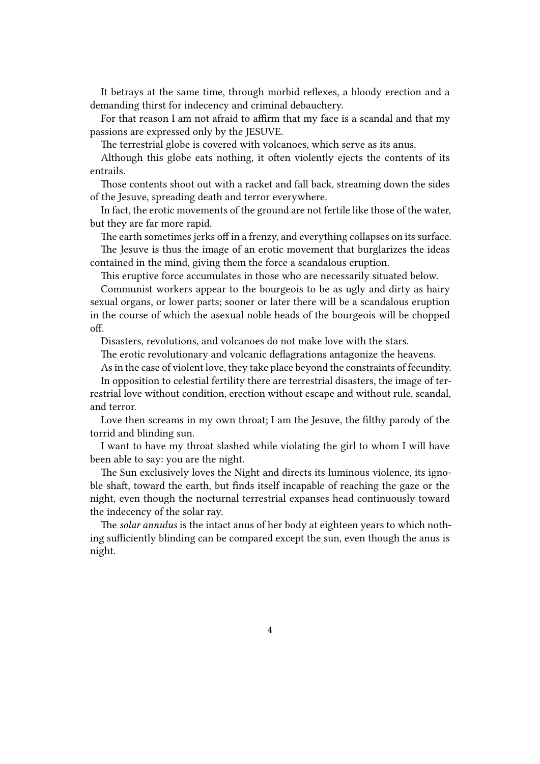It betrays at the same time, through morbid reflexes, a bloody erection and a demanding thirst for indecency and criminal debauchery.

For that reason I am not afraid to affirm that my face is a scandal and that my passions are expressed only by the JESUVE.

The terrestrial globe is covered with volcanoes, which serve as its anus.

Although this globe eats nothing, it often violently ejects the contents of its entrails.

Those contents shoot out with a racket and fall back, streaming down the sides of the Jesuve, spreading death and terror everywhere.

In fact, the erotic movements of the ground are not fertile like those of the water, but they are far more rapid.

The earth sometimes jerks off in a frenzy, and everything collapses on its surface.

The Jesuve is thus the image of an erotic movement that burglarizes the ideas contained in the mind, giving them the force a scandalous eruption.

This eruptive force accumulates in those who are necessarily situated below.

Communist workers appear to the bourgeois to be as ugly and dirty as hairy sexual organs, or lower parts; sooner or later there will be a scandalous eruption in the course of which the asexual noble heads of the bourgeois will be chopped off.

Disasters, revolutions, and volcanoes do not make love with the stars.

The erotic revolutionary and volcanic deflagrations antagonize the heavens.

As in the case of violent love, they take place beyond the constraints of fecundity.

In opposition to celestial fertility there are terrestrial disasters, the image of terrestrial love without condition, erection without escape and without rule, scandal, and terror.

Love then screams in my own throat; I am the Jesuve, the filthy parody of the torrid and blinding sun.

I want to have my throat slashed while violating the girl to whom I will have been able to say: you are the night.

The Sun exclusively loves the Night and directs its luminous violence, its ignoble shaft, toward the earth, but finds itself incapable of reaching the gaze or the night, even though the nocturnal terrestrial expanses head continuously toward the indecency of the solar ray.

The *solar annulus* is the intact anus of her body at eighteen years to which nothing sufficiently blinding can be compared except the sun, even though the anus is night.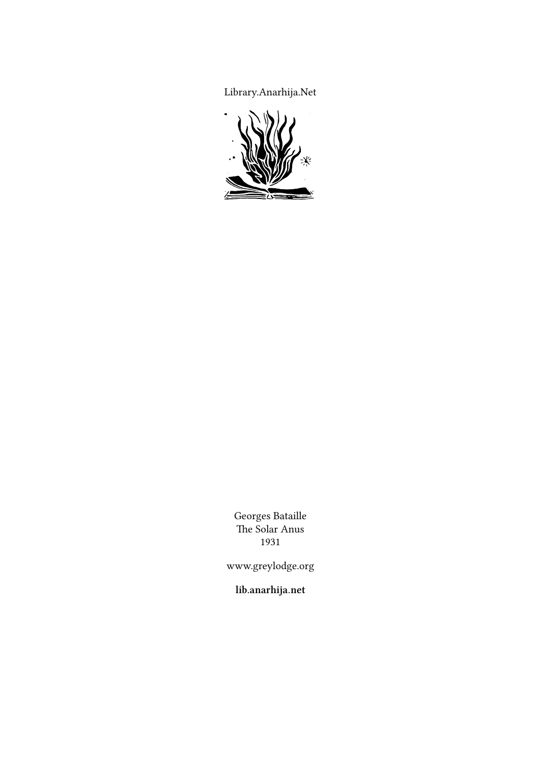Library.Anarhija.Net

Georges Bataille
The Solar Anus
1931

www.greylodge.org

**lib.anarhija.net**